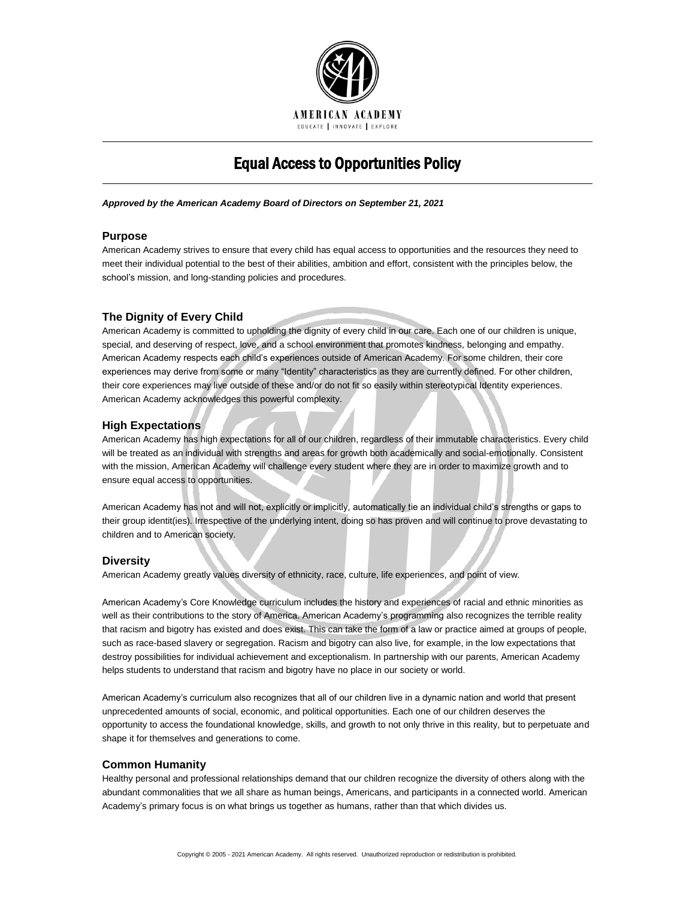AMERICAN ACADEMY

EDUCATE | INNOVATE | EXPLORE

# Equal Access to Opportunities Policy

***Approved by the American Academy Board of Directors on September 21, 2021***

## Purpose

American Academy strives to ensure that every child has equal access to opportunities and the resources they need to meet their individual potential to the best of their abilities, ambition and effort, consistent with the principles below, the school's mission, and long-standing policies and procedures.

## The Dignity of Every Child

American Academy is committed to upholding the dignity of every child in our care. Each one of our children is unique, special, and deserving of respect, love, and a school environment that promotes kindness, belonging and empathy. American Academy respects each child's experiences outside of American Academy. For some children, their core experiences may derive from some or many "Identity" characteristics as they are currently defined. For other children, their core experiences may live outside of these and/or do not fit so easily within stereotypical Identity experiences. American Academy acknowledges this powerful complexity.

## High Expectations

American Academy has high expectations for all of our children, regardless of their immutable characteristics. Every child will be treated as an individual with strengths and areas for growth both academically and social-emotionally. Consistent with the mission, American Academy will challenge every student where they are in order to maximize growth and to ensure equal access to opportunities.

American Academy has not and will not, explicitly or implicitly, automatically tie an individual child's strengths or gaps to their group identit(ies). Irrespective of the underlying intent, doing so has proven and will continue to prove devastating to children and to American society.

## Diversity

American Academy greatly values diversity of ethnicity, race, culture, life experiences, and point of view.

American Academy's Core Knowledge curriculum includes the history and experiences of racial and ethnic minorities as well as their contributions to the story of America. American Academy's programming also recognizes the terrible reality that racism and bigotry has existed and does exist. This can take the form of a law or practice aimed at groups of people, such as race-based slavery or segregation. Racism and bigotry can also live, for example, in the low expectations that destroy possibilities for individual achievement and exceptionalism. In partnership with our parents, American Academy helps students to understand that racism and bigotry have no place in our society or world.

American Academy's curriculum also recognizes that all of our children live in a dynamic nation and world that present unprecedented amounts of social, economic, and political opportunities. Each one of our children deserves the opportunity to access the foundational knowledge, skills, and growth to not only thrive in this reality, but to perpetuate and shape it for themselves and generations to come.

## Common Humanity

Healthy personal and professional relationships demand that our children recognize the diversity of others along with the abundant commonalities that we all share as human beings, Americans, and participants in a connected world. American Academy's primary focus is on what brings us together as humans, rather than that which divides us.

Copyright © 2005 - 2021 American Academy. All rights reserved. Unauthorized reproduction or redistribution is prohibited.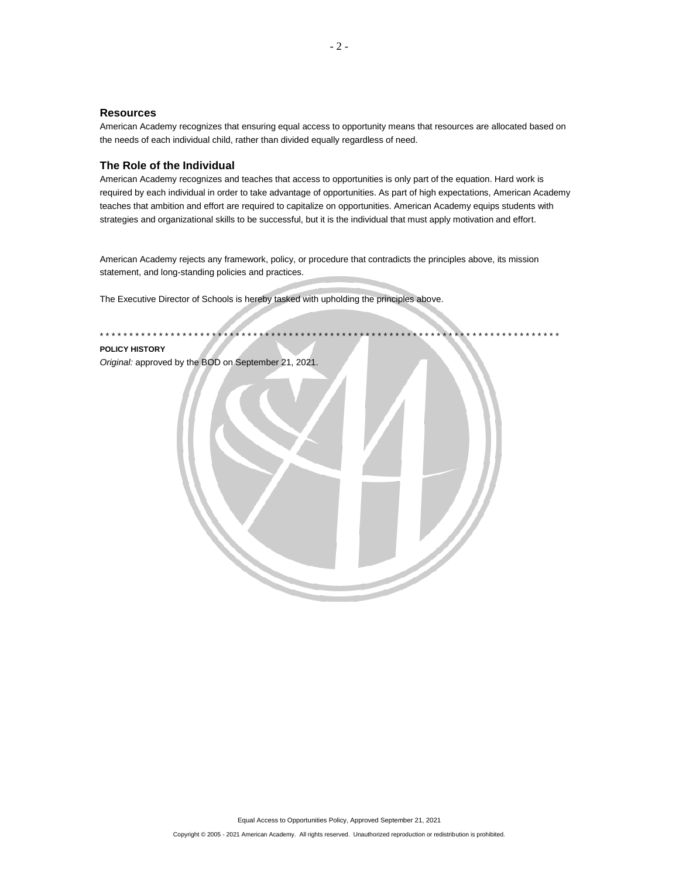## Resources

American Academy recognizes that ensuring equal access to opportunity means that resources are allocated based on the needs of each individual child, rather than divided equally regardless of need.

## The Role of the Individual

American Academy recognizes and teaches that access to opportunities is only part of the equation. Hard work is required by each individual in order to take advantage of opportunities. As part of high expectations, American Academy teaches that ambition and effort are required to capitalize on opportunities. American Academy equips students with strategies and organizational skills to be successful, but it is the individual that must apply motivation and effort.

American Academy rejects any framework, policy, or procedure that contradicts the principles above, its mission statement, and long-standing policies and practices.

The Executive Director of Schools is hereby tasked with upholding the principles above.

* * * * * * * * * * * * * * * * * * * * * * * * * * * * * * * * * * * * * * * * * * * * * * * * * * * * * * * * * * * * * * * * * * * * * * * * * * * * * * *

**POLICY HISTORY**

*Original:* approved by the BOD on September 21, 2021.